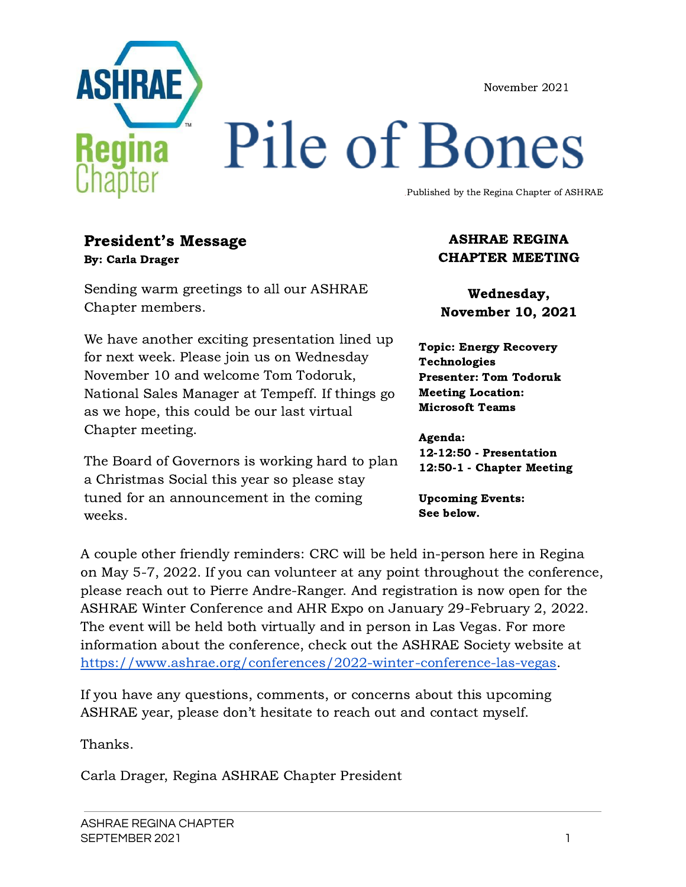ASHRAE Regina Chapter

November 2021

# Pile of Bones

Published by the Regina Chapter of ASHRAE

## President's Message

**By: Carla Drager**

Sending warm greetings to all our ASHRAE Chapter members.

We have another exciting presentation lined up for next week. Please join us on Wednesday November 10 and welcome Tom Todoruk, National Sales Manager at Tempeff. If things go as we hope, this could be our last virtual Chapter meeting.

The Board of Governors is working hard to plan a Christmas Social this year so please stay tuned for an announcement in the coming weeks.

A couple other friendly reminders: CRC will be held in-person here in Regina on May 5-7, 2022. If you can volunteer at any point throughout the conference, please reach out to Pierre Andre-Ranger. And registration is now open for the ASHRAE Winter Conference and AHR Expo on January 29-February 2, 2022. The event will be held both virtually and in person in Las Vegas. For more information about the conference, check out the ASHRAE Society website at https://www.ashrae.org/conferences/2022-winter-conference-las-vegas.

If you have any questions, comments, or concerns about this upcoming ASHRAE year, please don't hesitate to reach out and contact myself.

Thanks.

Carla Drager, Regina ASHRAE Chapter President

## ASHRAE REGINA CHAPTER MEETING

**Wednesday, November 10, 2021**

**Topic: Energy Recovery Technologies**
**Presenter: Tom Todoruk**
**Meeting Location: Microsoft Teams**

**Agenda:**
**12-12:50 - Presentation**
**12:50-1 - Chapter Meeting**

**Upcoming Events: See below.**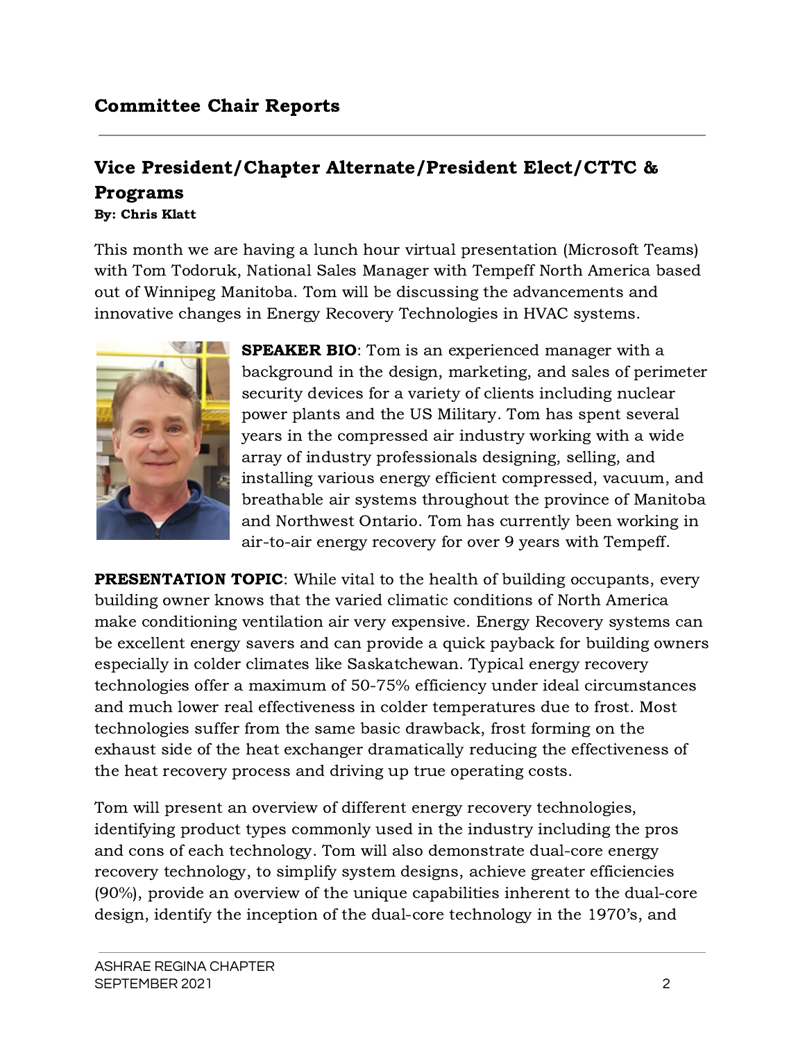## Committee Chair Reports

### Vice President/Chapter Alternate/President Elect/CTTC & Programs

**By: Chris Klatt**

This month we are having a lunch hour virtual presentation (Microsoft Teams) with Tom Todoruk, National Sales Manager with Tempeff North America based out of Winnipeg Manitoba. Tom will be discussing the advancements and innovative changes in Energy Recovery Technologies in HVAC systems.

**SPEAKER BIO**: Tom is an experienced manager with a background in the design, marketing, and sales of perimeter security devices for a variety of clients including nuclear power plants and the US Military. Tom has spent several years in the compressed air industry working with a wide array of industry professionals designing, selling, and installing various energy efficient compressed, vacuum, and breathable air systems throughout the province of Manitoba and Northwest Ontario. Tom has currently been working in air-to-air energy recovery for over 9 years with Tempeff.

**PRESENTATION TOPIC**: While vital to the health of building occupants, every building owner knows that the varied climatic conditions of North America make conditioning ventilation air very expensive. Energy Recovery systems can be excellent energy savers and can provide a quick payback for building owners especially in colder climates like Saskatchewan. Typical energy recovery technologies offer a maximum of 50-75% efficiency under ideal circumstances and much lower real effectiveness in colder temperatures due to frost. Most technologies suffer from the same basic drawback, frost forming on the exhaust side of the heat exchanger dramatically reducing the effectiveness of the heat recovery process and driving up true operating costs.

Tom will present an overview of different energy recovery technologies, identifying product types commonly used in the industry including the pros and cons of each technology. Tom will also demonstrate dual-core energy recovery technology, to simplify system designs, achieve greater efficiencies (90%), provide an overview of the unique capabilities inherent to the dual-core design, identify the inception of the dual-core technology in the 1970's, and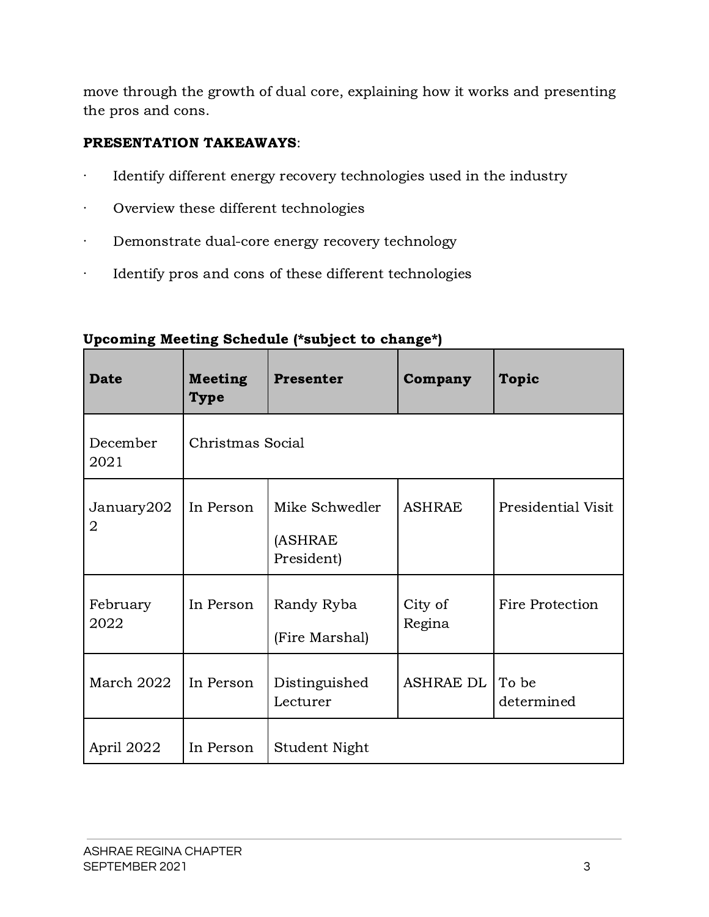move through the growth of dual core, explaining how it works and presenting the pros and cons.

**PRESENTATION TAKEAWAYS**:

- Identify different energy recovery technologies used in the industry
- Overview these different technologies
- Demonstrate dual-core energy recovery technology
- Identify pros and cons of these different technologies

**Upcoming Meeting Schedule (*subject to change*)**

| Date | Meeting Type | Presenter | Company | Topic |
|---|---|---|---|---|
| December 2021 | Christmas Social | | | |
| January2022 | In Person | Mike Schwedler (ASHRAE President) | ASHRAE | Presidential Visit |
| February 2022 | In Person | Randy Ryba (Fire Marshal) | City of Regina | Fire Protection |
| March 2022 | In Person | Distinguished Lecturer | ASHRAE DL | To be determined |
| April 2022 | In Person | Student Night | | |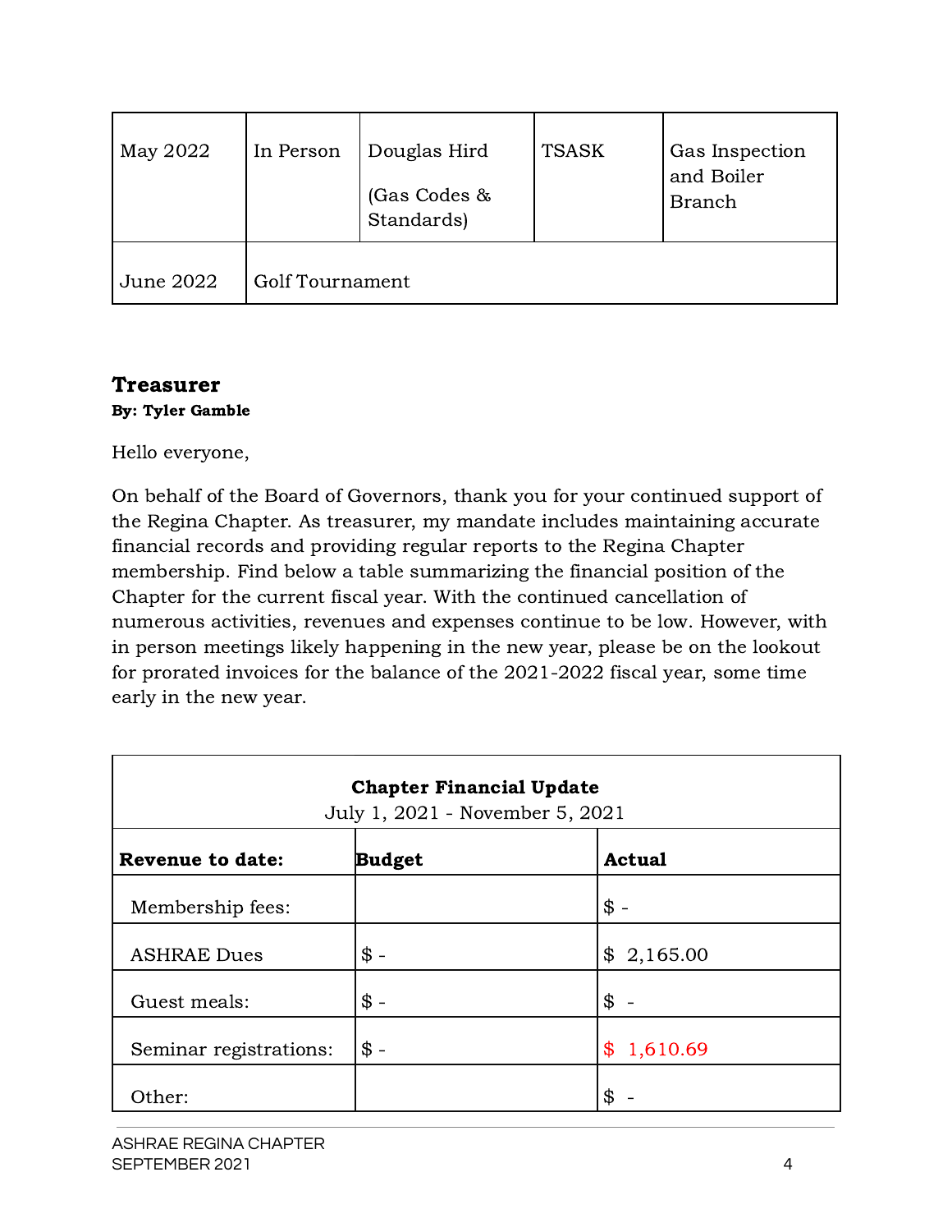| May 2022 | In Person | Douglas Hird<br><br>(Gas Codes & Standards) | TSASK | Gas Inspection and Boiler Branch |
|---|---|---|---|---|
| June 2022 | Golf Tournament | | | |

## Treasurer

**By: Tyler Gamble**

Hello everyone,

On behalf of the Board of Governors, thank you for your continued support of the Regina Chapter. As treasurer, my mandate includes maintaining accurate financial records and providing regular reports to the Regina Chapter membership. Find below a table summarizing the financial position of the Chapter for the current fiscal year. With the continued cancellation of numerous activities, revenues and expenses continue to be low. However, with in person meetings likely happening in the new year, please be on the lookout for prorated invoices for the balance of the 2021-2022 fiscal year, some time early in the new year.

| **Chapter Financial Update**<br>July 1, 2021 - November 5, 2021 | | |
|---|---|---|
| **Revenue to date:** | **Budget** | **Actual** |
| Membership fees: | | $ - |
| ASHRAE Dues | $ - | $ 2,165.00 |
| Guest meals: | $ - | $ - |
| Seminar registrations: | $ - | $ 1,610.69 |
| Other: | | $ - |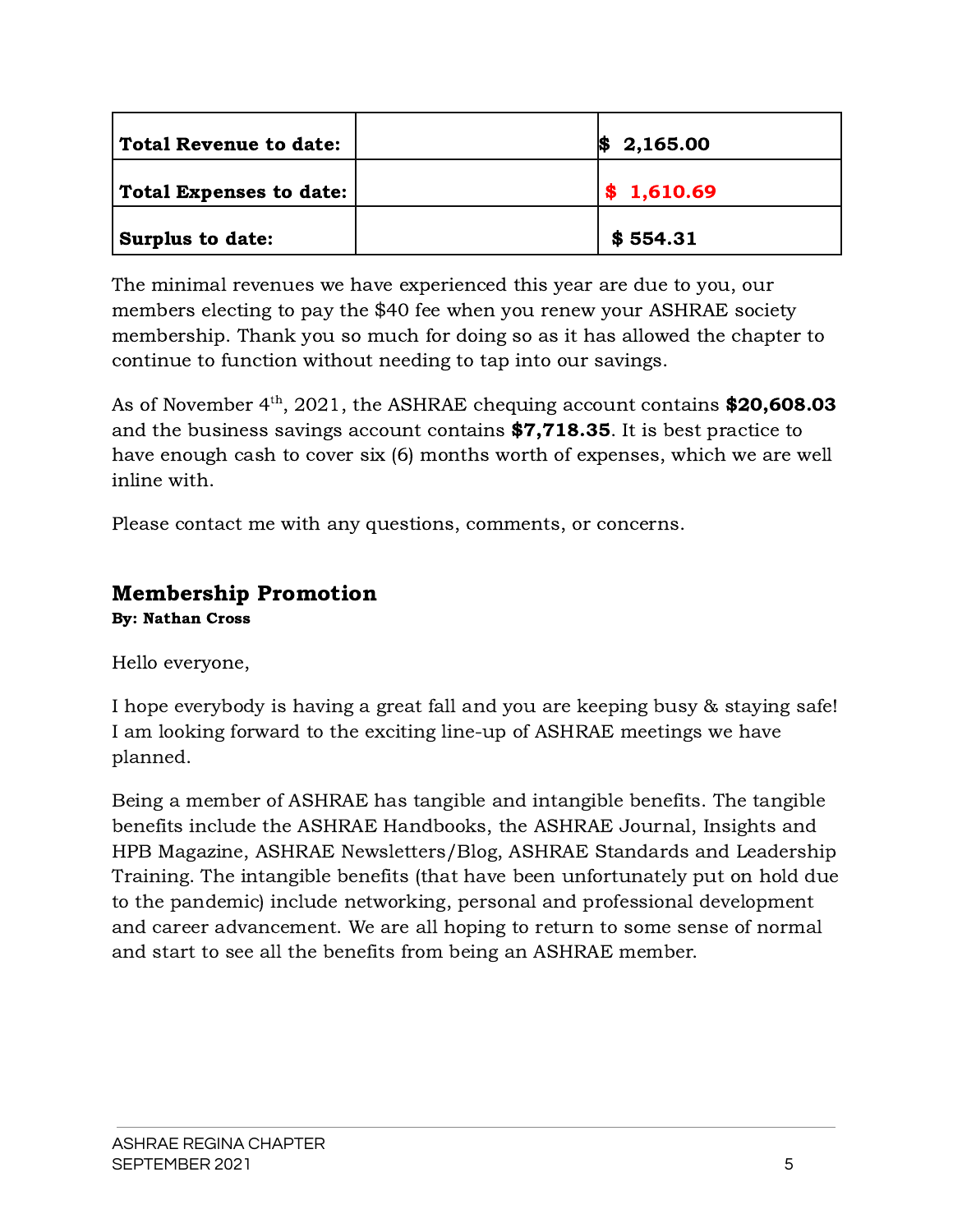| **Total Revenue to date:** | | **$ 2,165.00** |
|---|---|---|
| **Total Expenses to date:** | | **$ 1,610.69** |
| **Surplus to date:** | | **$ 554.31** |

The minimal revenues we have experienced this year are due to you, our members electing to pay the $40 fee when you renew your ASHRAE society membership. Thank you so much for doing so as it has allowed the chapter to continue to function without needing to tap into our savings.

As of November 4th, 2021, the ASHRAE chequing account contains **$20,608.03** and the business savings account contains **$7,718.35**. It is best practice to have enough cash to cover six (6) months worth of expenses, which we are well inline with.

Please contact me with any questions, comments, or concerns.

## Membership Promotion

**By: Nathan Cross**

Hello everyone,

I hope everybody is having a great fall and you are keeping busy & staying safe! I am looking forward to the exciting line-up of ASHRAE meetings we have planned.

Being a member of ASHRAE has tangible and intangible benefits. The tangible benefits include the ASHRAE Handbooks, the ASHRAE Journal, Insights and HPB Magazine, ASHRAE Newsletters/Blog, ASHRAE Standards and Leadership Training. The intangible benefits (that have been unfortunately put on hold due to the pandemic) include networking, personal and professional development and career advancement. We are all hoping to return to some sense of normal and start to see all the benefits from being an ASHRAE member.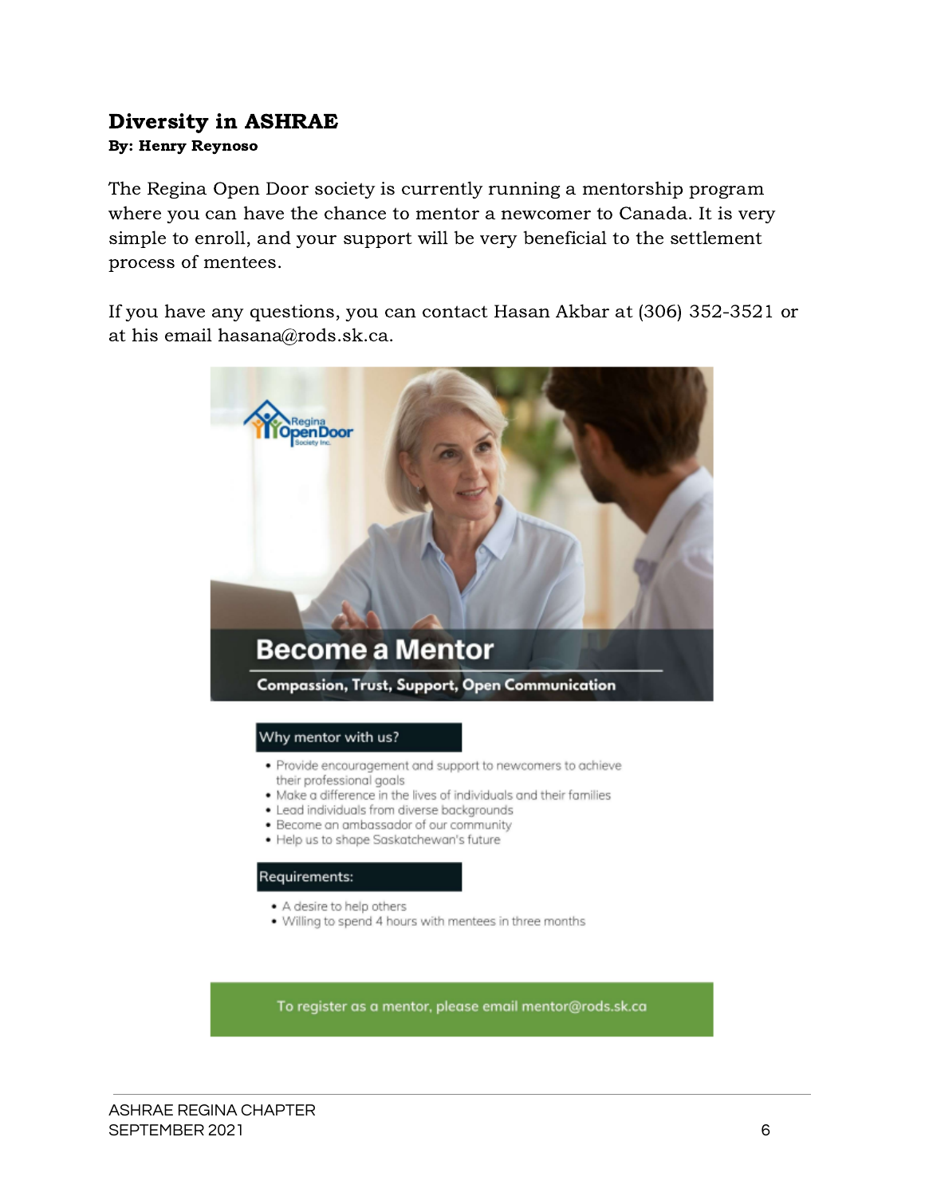## Diversity in ASHRAE

**By: Henry Reynoso**

The Regina Open Door society is currently running a mentorship program where you can have the chance to mentor a newcomer to Canada. It is very simple to enroll, and your support will be very beneficial to the settlement process of mentees.

If you have any questions, you can contact Hasan Akbar at (306) 352-3521 or at his email hasana@rods.sk.ca.

Regina Open Door Society Inc.

### Become a Mentor

**Compassion, Trust, Support, Open Communication**

**Why mentor with us?**

- Provide encouragement and support to newcomers to achieve their professional goals
- Make a difference in the lives of individuals and their families
- Lead individuals from diverse backgrounds
- Become an ambassador of our community
- Help us to shape Saskatchewan's future

**Requirements:**

- A desire to help others
- Willing to spend 4 hours with mentees in three months

To register as a mentor, please email mentor@rods.sk.ca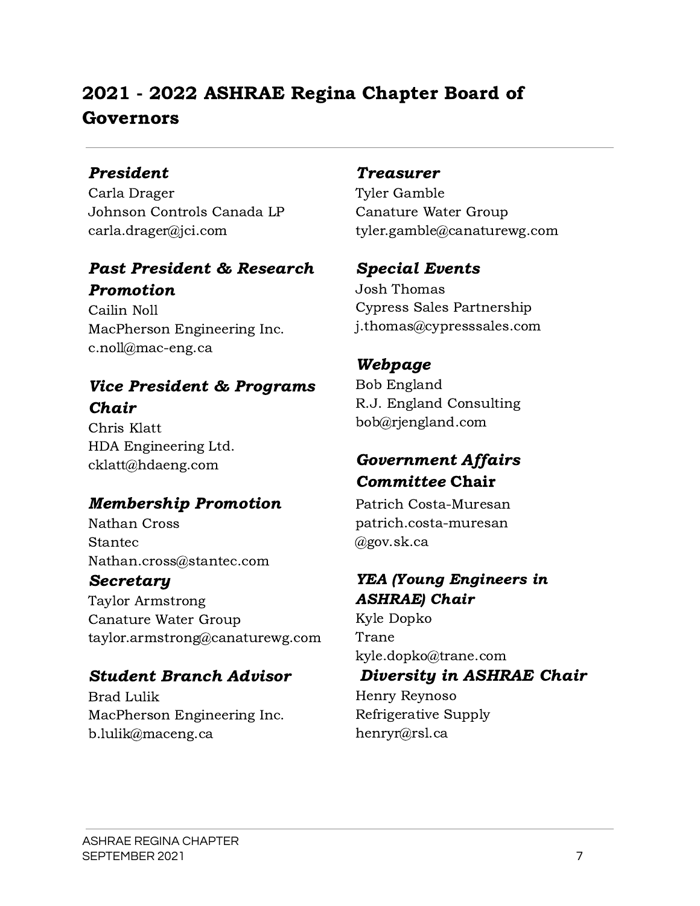## 2021 - 2022 ASHRAE Regina Chapter Board of Governors

### *President*

Carla Drager
Johnson Controls Canada LP
carla.drager@jci.com

### *Past President & Research Promotion*

Cailin Noll
MacPherson Engineering Inc.
c.noll@mac-eng.ca

### *Vice President & Programs Chair*

Chris Klatt
HDA Engineering Ltd.
cklatt@hdaeng.com

### *Membership Promotion*

Nathan Cross
Stantec
Nathan.cross@stantec.com

### *Secretary*

Taylor Armstrong
Canature Water Group
taylor.armstrong@canaturewg.com

### *Student Branch Advisor*

Brad Lulik
MacPherson Engineering Inc.
b.lulik@maceng.ca

### *Treasurer*

Tyler Gamble
Canature Water Group
tyler.gamble@canaturewg.com

### *Special Events*

Josh Thomas
Cypress Sales Partnership
j.thomas@cypresssales.com

### *Webpage*

Bob England
R.J. England Consulting
bob@rjengland.com

### *Government Affairs Committee* Chair

Patrich Costa-Muresan
patrich.costa-muresan
@gov.sk.ca

### *YEA (Young Engineers in ASHRAE) Chair*

Kyle Dopko
Trane
kyle.dopko@trane.com

### *Diversity in ASHRAE Chair*

Henry Reynoso
Refrigerative Supply
henryr@rsl.ca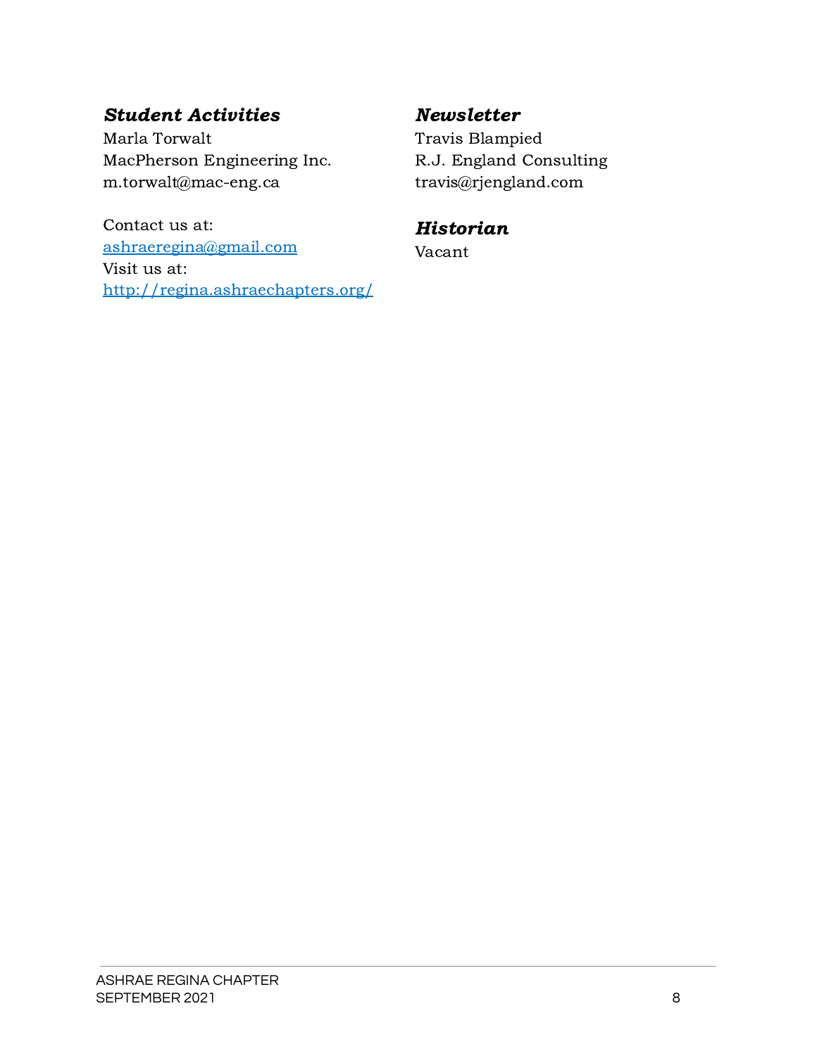### *Student Activities*

Marla Torwalt
MacPherson Engineering Inc.
m.torwalt@mac-eng.ca

Contact us at:
[ashraeregina@gmail.com](mailto:ashraeregina@gmail.com)
Visit us at:
[http://regina.ashraechapters.org/](http://regina.ashraechapters.org/)

### *Newsletter*

Travis Blampied
R.J. England Consulting
travis@rjengland.com

### *Historian*

Vacant